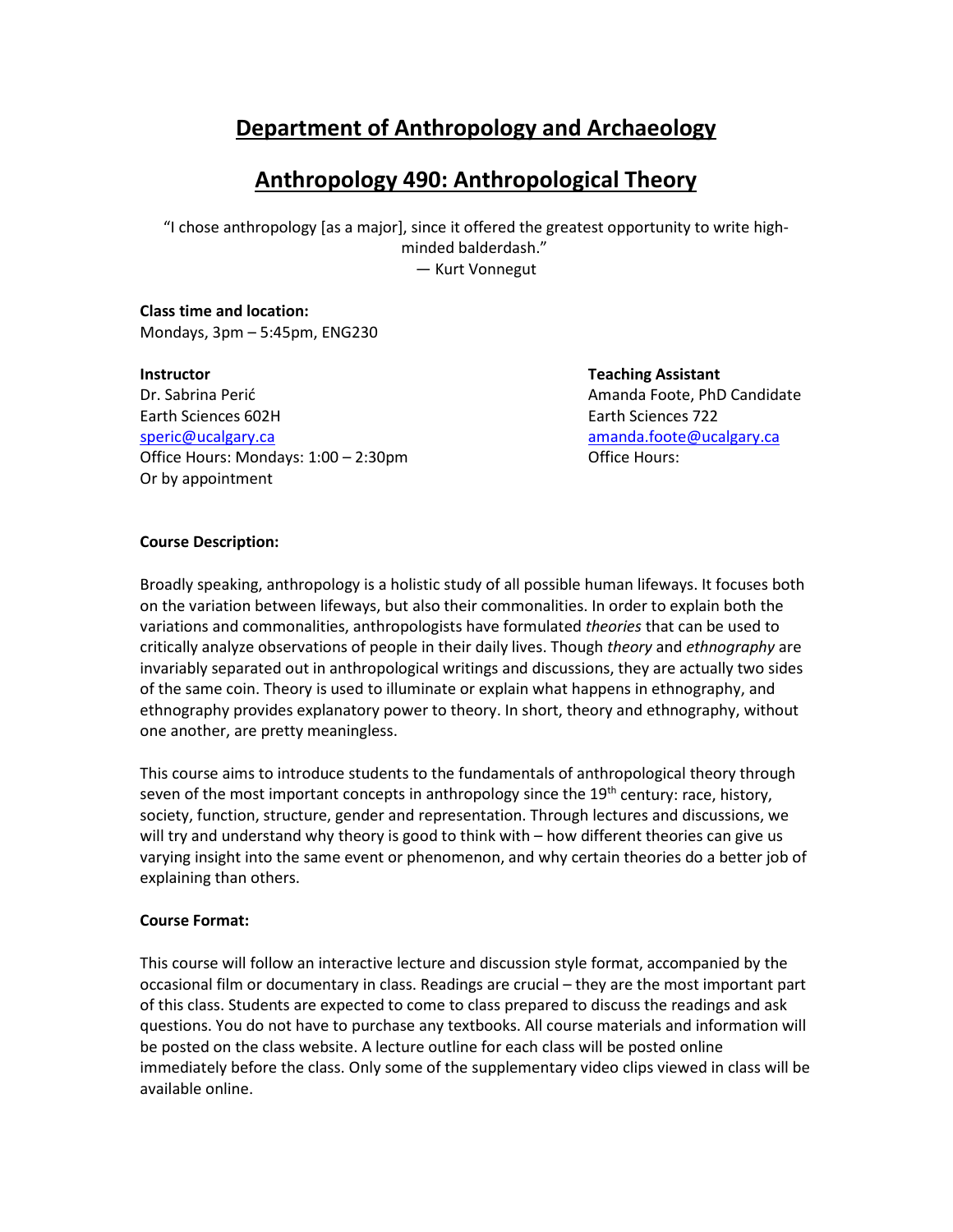# Department of Anthropology and Archaeology

# Anthropology 490: Anthropological Theory

"I chose anthropology [as a major], since it offered the greatest opportunity to write high-minded balderdash."
— Kurt Vonnegut

**Class time and location:**
Mondays, 3pm – 5:45pm, ENG230

**Instructor**
Dr. Sabrina Perić
Earth Sciences 602H
speric@ucalgary.ca
Office Hours: Mondays: 1:00 – 2:30pm
Or by appointment

**Teaching Assistant**
Amanda Foote, PhD Candidate
Earth Sciences 722
amanda.foote@ucalgary.ca
Office Hours:

**Course Description:**

Broadly speaking, anthropology is a holistic study of all possible human lifeways. It focuses both on the variation between lifeways, but also their commonalities. In order to explain both the variations and commonalities, anthropologists have formulated *theories* that can be used to critically analyze observations of people in their daily lives. Though *theory* and *ethnography* are invariably separated out in anthropological writings and discussions, they are actually two sides of the same coin. Theory is used to illuminate or explain what happens in ethnography, and ethnography provides explanatory power to theory. In short, theory and ethnography, without one another, are pretty meaningless.

This course aims to introduce students to the fundamentals of anthropological theory through seven of the most important concepts in anthropology since the 19th century: race, history, society, function, structure, gender and representation. Through lectures and discussions, we will try and understand why theory is good to think with – how different theories can give us varying insight into the same event or phenomenon, and why certain theories do a better job of explaining than others.

**Course Format:**

This course will follow an interactive lecture and discussion style format, accompanied by the occasional film or documentary in class. Readings are crucial – they are the most important part of this class. Students are expected to come to class prepared to discuss the readings and ask questions. You do not have to purchase any textbooks. All course materials and information will be posted on the class website. A lecture outline for each class will be posted online immediately before the class. Only some of the supplementary video clips viewed in class will be available online.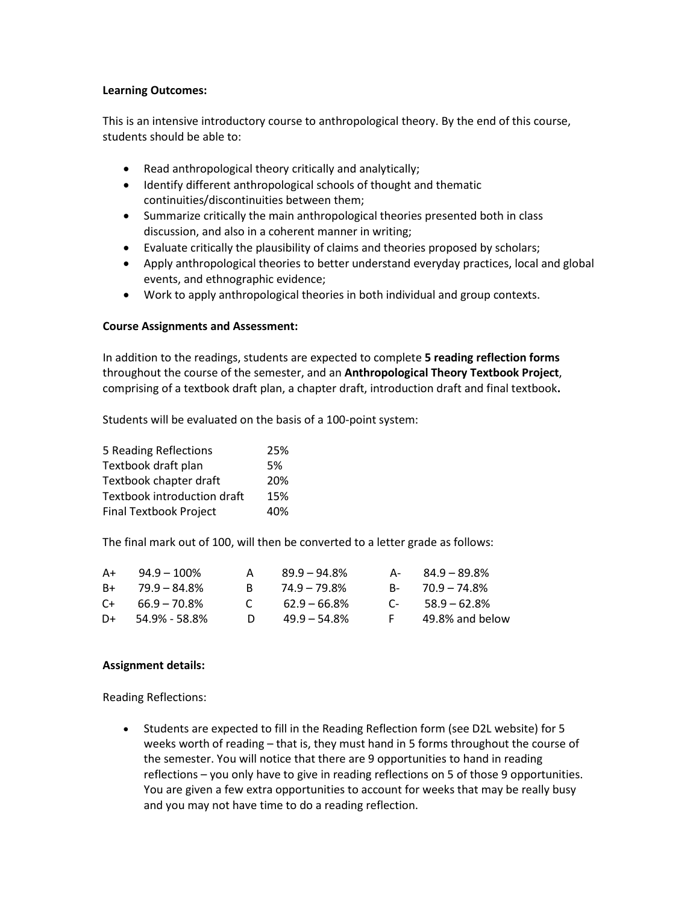**Learning Outcomes:**

This is an intensive introductory course to anthropological theory. By the end of this course, students should be able to:

- Read anthropological theory critically and analytically;
- Identify different anthropological schools of thought and thematic continuities/discontinuities between them;
- Summarize critically the main anthropological theories presented both in class discussion, and also in a coherent manner in writing;
- Evaluate critically the plausibility of claims and theories proposed by scholars;
- Apply anthropological theories to better understand everyday practices, local and global events, and ethnographic evidence;
- Work to apply anthropological theories in both individual and group contexts.

**Course Assignments and Assessment:**

In addition to the readings, students are expected to complete **5 reading reflection forms** throughout the course of the semester, and an **Anthropological Theory Textbook Project**, comprising of a textbook draft plan, a chapter draft, introduction draft and final textbook**.**

Students will be evaluated on the basis of a 100-point system:

| | |
|---|---|
| 5 Reading Reflections | 25% |
| Textbook draft plan | 5% |
| Textbook chapter draft | 20% |
| Textbook introduction draft | 15% |
| Final Textbook Project | 40% |

The final mark out of 100, will then be converted to a letter grade as follows:

| | | | | | |
|---|---|---|---|---|---|
| A+ | 94.9 – 100% | A | 89.9 – 94.8% | A- | 84.9 – 89.8% |
| B+ | 79.9 – 84.8% | B | 74.9 – 79.8% | B- | 70.9 – 74.8% |
| C+ | 66.9 – 70.8% | C | 62.9 – 66.8% | C- | 58.9 – 62.8% |
| D+ | 54.9% - 58.8% | D | 49.9 – 54.8% | F | 49.8% and below |

**Assignment details:**

Reading Reflections:

- Students are expected to fill in the Reading Reflection form (see D2L website) for 5 weeks worth of reading – that is, they must hand in 5 forms throughout the course of the semester. You will notice that there are 9 opportunities to hand in reading reflections – you only have to give in reading reflections on 5 of those 9 opportunities. You are given a few extra opportunities to account for weeks that may be really busy and you may not have time to do a reading reflection.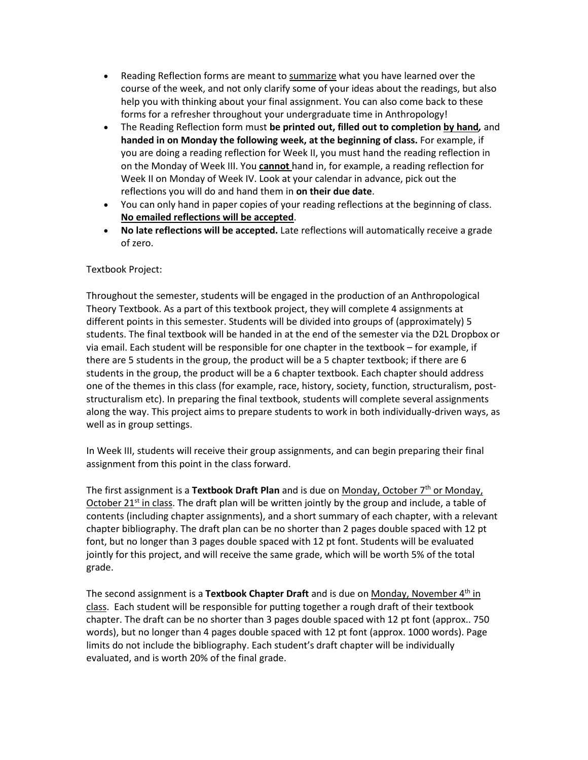- Reading Reflection forms are meant to <u>summarize</u> what you have learned over the course of the week, and not only clarify some of your ideas about the readings, but also help you with thinking about your final assignment. You can also come back to these forms for a refresher throughout your undergraduate time in Anthropology!
- The Reading Reflection form must **be printed out, filled out to completion <u>by hand</u>,** and **handed in on Monday the following week, at the beginning of class.** For example, if you are doing a reading reflection for Week II, you must hand the reading reflection in on the Monday of Week III. You **<u>cannot</u>** hand in, for example, a reading reflection for Week II on Monday of Week IV. Look at your calendar in advance, pick out the reflections you will do and hand them in **on their due date**.
- You can only hand in paper copies of your reading reflections at the beginning of class. **<u>No emailed reflections will be accepted</u>**.
- **No late reflections will be accepted.** Late reflections will automatically receive a grade of zero.

Textbook Project:

Throughout the semester, students will be engaged in the production of an Anthropological Theory Textbook. As a part of this textbook project, they will complete 4 assignments at different points in this semester. Students will be divided into groups of (approximately) 5 students. The final textbook will be handed in at the end of the semester via the D2L Dropbox or via email. Each student will be responsible for one chapter in the textbook – for example, if there are 5 students in the group, the product will be a 5 chapter textbook; if there are 6 students in the group, the product will be a 6 chapter textbook. Each chapter should address one of the themes in this class (for example, race, history, society, function, structuralism, post-structuralism etc). In preparing the final textbook, students will complete several assignments along the way. This project aims to prepare students to work in both individually-driven ways, as well as in group settings.

In Week III, students will receive their group assignments, and can begin preparing their final assignment from this point in the class forward.

The first assignment is a **Textbook Draft Plan** and is due on <u>Monday, October 7th or Monday, October 21st in class</u>. The draft plan will be written jointly by the group and include, a table of contents (including chapter assignments), and a short summary of each chapter, with a relevant chapter bibliography. The draft plan can be no shorter than 2 pages double spaced with 12 pt font, but no longer than 3 pages double spaced with 12 pt font. Students will be evaluated jointly for this project, and will receive the same grade, which will be worth 5% of the total grade.

The second assignment is a **Textbook Chapter Draft** and is due on <u>Monday, November 4th in class</u>. Each student will be responsible for putting together a rough draft of their textbook chapter. The draft can be no shorter than 3 pages double spaced with 12 pt font (approx.. 750 words), but no longer than 4 pages double spaced with 12 pt font (approx. 1000 words). Page limits do not include the bibliography. Each student's draft chapter will be individually evaluated, and is worth 20% of the final grade.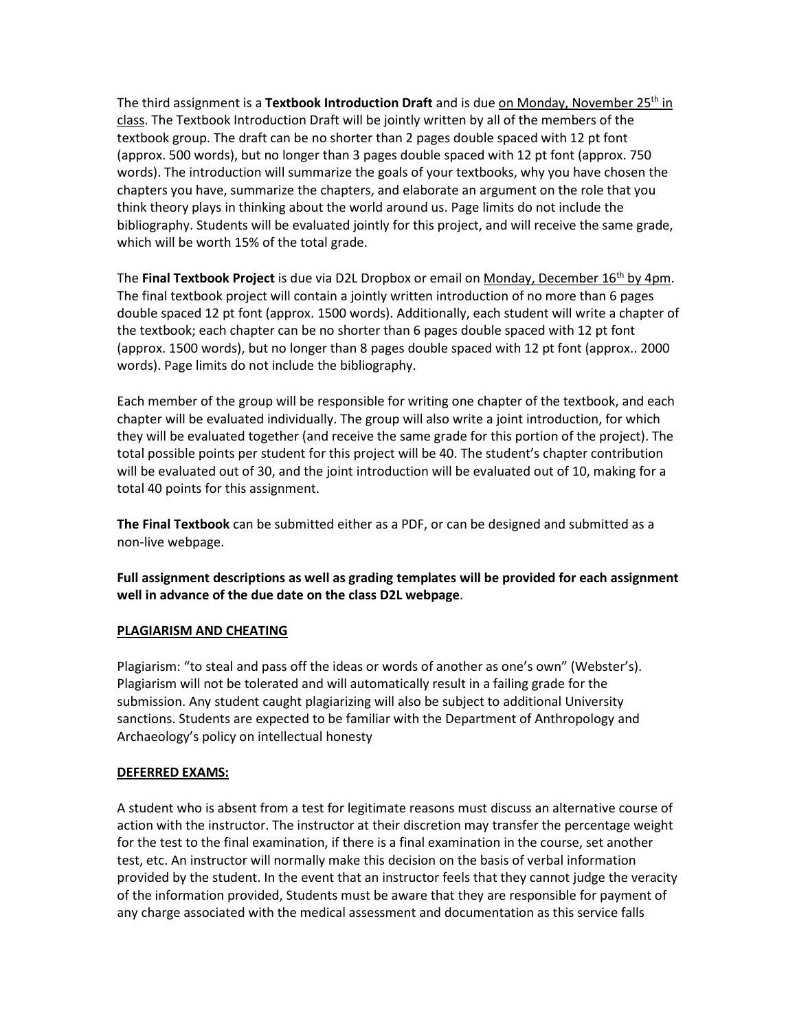The third assignment is a **Textbook Introduction Draft** and is due on Monday, November 25th in class. The Textbook Introduction Draft will be jointly written by all of the members of the textbook group. The draft can be no shorter than 2 pages double spaced with 12 pt font (approx. 500 words), but no longer than 3 pages double spaced with 12 pt font (approx. 750 words). The introduction will summarize the goals of your textbooks, why you have chosen the chapters you have, summarize the chapters, and elaborate an argument on the role that you think theory plays in thinking about the world around us. Page limits do not include the bibliography. Students will be evaluated jointly for this project, and will receive the same grade, which will be worth 15% of the total grade.

The **Final Textbook Project** is due via D2L Dropbox or email on Monday, December 16th by 4pm. The final textbook project will contain a jointly written introduction of no more than 6 pages double spaced 12 pt font (approx. 1500 words). Additionally, each student will write a chapter of the textbook; each chapter can be no shorter than 6 pages double spaced with 12 pt font (approx. 1500 words), but no longer than 8 pages double spaced with 12 pt font (approx.. 2000 words). Page limits do not include the bibliography.

Each member of the group will be responsible for writing one chapter of the textbook, and each chapter will be evaluated individually. The group will also write a joint introduction, for which they will be evaluated together (and receive the same grade for this portion of the project). The total possible points per student for this project will be 40. The student's chapter contribution will be evaluated out of 30, and the joint introduction will be evaluated out of 10, making for a total 40 points for this assignment.

**The Final Textbook** can be submitted either as a PDF, or can be designed and submitted as a non-live webpage.

**Full assignment descriptions as well as grading templates will be provided for each assignment well in advance of the due date on the class D2L webpage**.

## PLAGIARISM AND CHEATING

Plagiarism: "to steal and pass off the ideas or words of another as one's own" (Webster's). Plagiarism will not be tolerated and will automatically result in a failing grade for the submission. Any student caught plagiarizing will also be subject to additional University sanctions. Students are expected to be familiar with the Department of Anthropology and Archaeology's policy on intellectual honesty

## DEFERRED EXAMS:

A student who is absent from a test for legitimate reasons must discuss an alternative course of action with the instructor. The instructor at their discretion may transfer the percentage weight for the test to the final examination, if there is a final examination in the course, set another test, etc. An instructor will normally make this decision on the basis of verbal information provided by the student. In the event that an instructor feels that they cannot judge the veracity of the information provided, Students must be aware that they are responsible for payment of any charge associated with the medical assessment and documentation as this service falls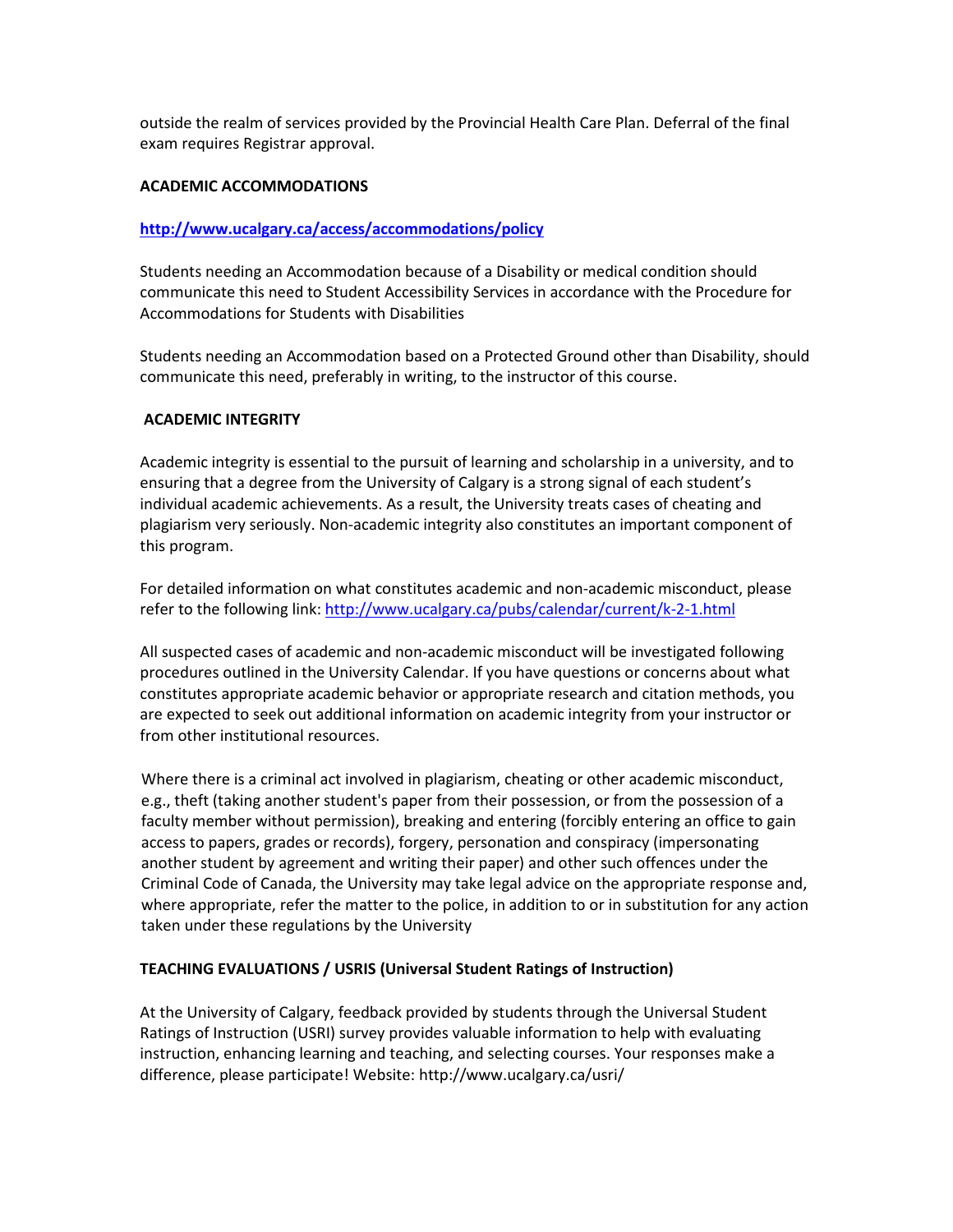outside the realm of services provided by the Provincial Health Care Plan. Deferral of the final exam requires Registrar approval.

**ACADEMIC ACCOMMODATIONS**

**http://www.ucalgary.ca/access/accommodations/policy**

Students needing an Accommodation because of a Disability or medical condition should communicate this need to Student Accessibility Services in accordance with the Procedure for Accommodations for Students with Disabilities

Students needing an Accommodation based on a Protected Ground other than Disability, should communicate this need, preferably in writing, to the instructor of this course.

**ACADEMIC INTEGRITY**

Academic integrity is essential to the pursuit of learning and scholarship in a university, and to ensuring that a degree from the University of Calgary is a strong signal of each student's individual academic achievements. As a result, the University treats cases of cheating and plagiarism very seriously. Non-academic integrity also constitutes an important component of this program.

For detailed information on what constitutes academic and non-academic misconduct, please refer to the following link: http://www.ucalgary.ca/pubs/calendar/current/k-2-1.html

All suspected cases of academic and non-academic misconduct will be investigated following procedures outlined in the University Calendar. If you have questions or concerns about what constitutes appropriate academic behavior or appropriate research and citation methods, you are expected to seek out additional information on academic integrity from your instructor or from other institutional resources.

Where there is a criminal act involved in plagiarism, cheating or other academic misconduct, e.g., theft (taking another student's paper from their possession, or from the possession of a faculty member without permission), breaking and entering (forcibly entering an office to gain access to papers, grades or records), forgery, personation and conspiracy (impersonating another student by agreement and writing their paper) and other such offences under the Criminal Code of Canada, the University may take legal advice on the appropriate response and, where appropriate, refer the matter to the police, in addition to or in substitution for any action taken under these regulations by the University

**TEACHING EVALUATIONS / USRIS (Universal Student Ratings of Instruction)**

At the University of Calgary, feedback provided by students through the Universal Student Ratings of Instruction (USRI) survey provides valuable information to help with evaluating instruction, enhancing learning and teaching, and selecting courses. Your responses make a difference, please participate! Website: http://www.ucalgary.ca/usri/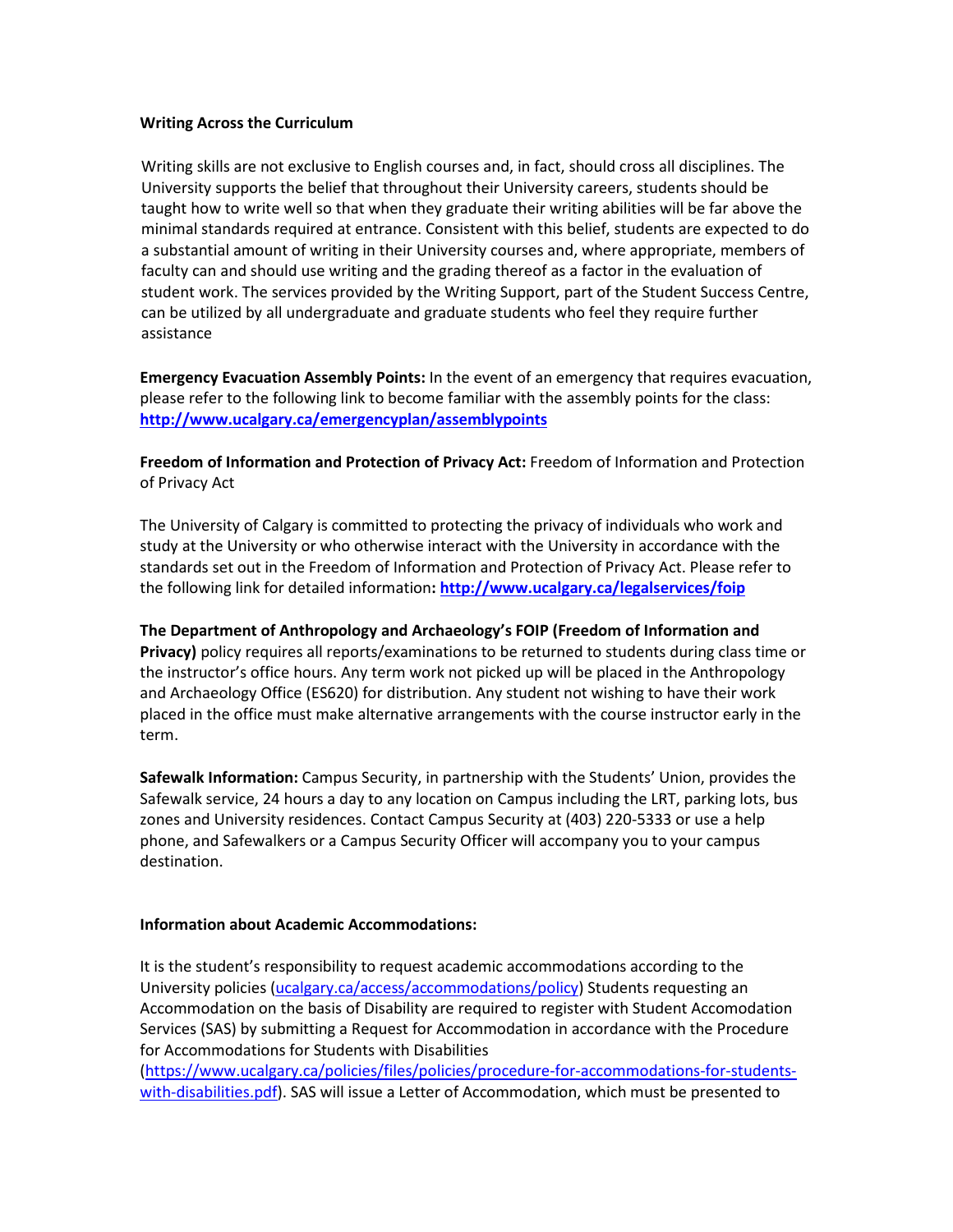**Writing Across the Curriculum**

Writing skills are not exclusive to English courses and, in fact, should cross all disciplines. The University supports the belief that throughout their University careers, students should be taught how to write well so that when they graduate their writing abilities will be far above the minimal standards required at entrance. Consistent with this belief, students are expected to do a substantial amount of writing in their University courses and, where appropriate, members of faculty can and should use writing and the grading thereof as a factor in the evaluation of student work. The services provided by the Writing Support, part of the Student Success Centre, can be utilized by all undergraduate and graduate students who feel they require further assistance

**Emergency Evacuation Assembly Points:** In the event of an emergency that requires evacuation, please refer to the following link to become familiar with the assembly points for the class: **http://www.ucalgary.ca/emergencyplan/assemblypoints**

**Freedom of Information and Protection of Privacy Act:** Freedom of Information and Protection of Privacy Act

The University of Calgary is committed to protecting the privacy of individuals who work and study at the University or who otherwise interact with the University in accordance with the standards set out in the Freedom of Information and Protection of Privacy Act. Please refer to the following link for detailed information**: http://www.ucalgary.ca/legalservices/foip**

**The Department of Anthropology and Archaeology's FOIP (Freedom of Information and Privacy)** policy requires all reports/examinations to be returned to students during class time or the instructor's office hours. Any term work not picked up will be placed in the Anthropology and Archaeology Office (ES620) for distribution. Any student not wishing to have their work placed in the office must make alternative arrangements with the course instructor early in the term.

**Safewalk Information:** Campus Security, in partnership with the Students' Union, provides the Safewalk service, 24 hours a day to any location on Campus including the LRT, parking lots, bus zones and University residences. Contact Campus Security at (403) 220-5333 or use a help phone, and Safewalkers or a Campus Security Officer will accompany you to your campus destination.

**Information about Academic Accommodations:**

It is the student's responsibility to request academic accommodations according to the University policies (ucalgary.ca/access/accommodations/policy) Students requesting an Accommodation on the basis of Disability are required to register with Student Accomodation Services (SAS) by submitting a Request for Accommodation in accordance with the Procedure for Accommodations for Students with Disabilities (https://www.ucalgary.ca/policies/files/policies/procedure-for-accommodations-for-students-with-disabilities.pdf). SAS will issue a Letter of Accommodation, which must be presented to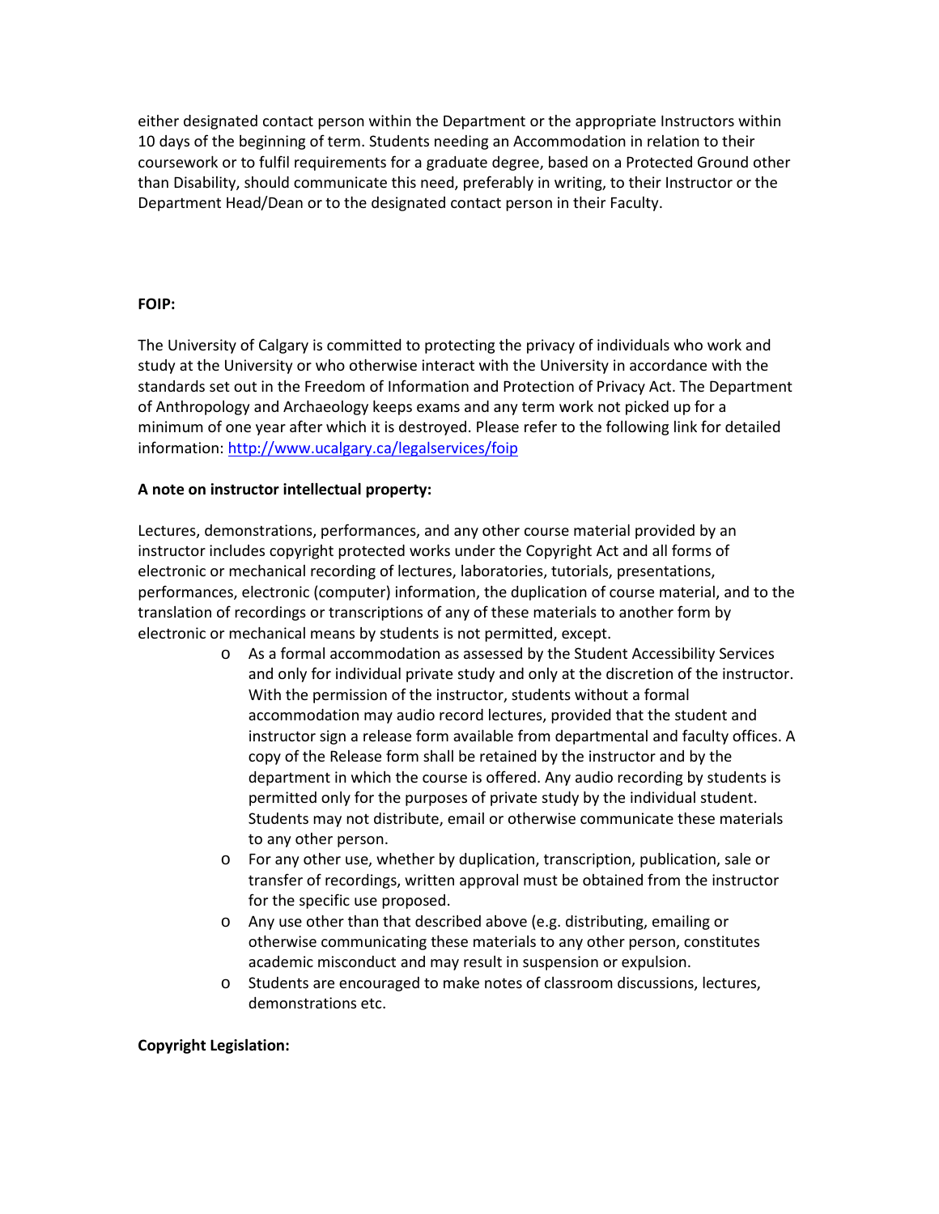either designated contact person within the Department or the appropriate Instructors within 10 days of the beginning of term. Students needing an Accommodation in relation to their coursework or to fulfil requirements for a graduate degree, based on a Protected Ground other than Disability, should communicate this need, preferably in writing, to their Instructor or the Department Head/Dean or to the designated contact person in their Faculty.

**FOIP:**

The University of Calgary is committed to protecting the privacy of individuals who work and study at the University or who otherwise interact with the University in accordance with the standards set out in the Freedom of Information and Protection of Privacy Act. The Department of Anthropology and Archaeology keeps exams and any term work not picked up for a minimum of one year after which it is destroyed. Please refer to the following link for detailed information: [http://www.ucalgary.ca/legalservices/foip](http://www.ucalgary.ca/legalservices/foip)

**A note on instructor intellectual property:**

Lectures, demonstrations, performances, and any other course material provided by an instructor includes copyright protected works under the Copyright Act and all forms of electronic or mechanical recording of lectures, laboratories, tutorials, presentations, performances, electronic (computer) information, the duplication of course material, and to the translation of recordings or transcriptions of any of these materials to another form by electronic or mechanical means by students is not permitted, except.

- As a formal accommodation as assessed by the Student Accessibility Services and only for individual private study and only at the discretion of the instructor. With the permission of the instructor, students without a formal accommodation may audio record lectures, provided that the student and instructor sign a release form available from departmental and faculty offices. A copy of the Release form shall be retained by the instructor and by the department in which the course is offered. Any audio recording by students is permitted only for the purposes of private study by the individual student. Students may not distribute, email or otherwise communicate these materials to any other person.
- For any other use, whether by duplication, transcription, publication, sale or transfer of recordings, written approval must be obtained from the instructor for the specific use proposed.
- Any use other than that described above (e.g. distributing, emailing or otherwise communicating these materials to any other person, constitutes academic misconduct and may result in suspension or expulsion.
- Students are encouraged to make notes of classroom discussions, lectures, demonstrations etc.

**Copyright Legislation:**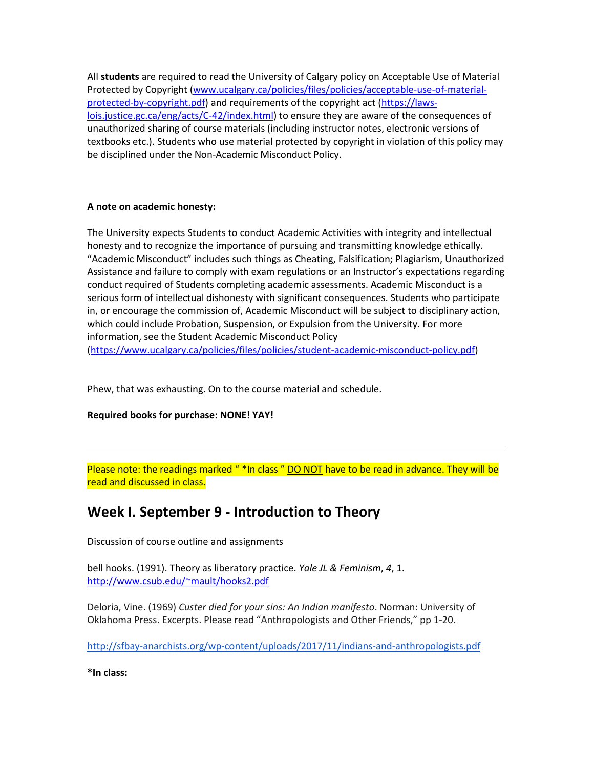All **students** are required to read the University of Calgary policy on Acceptable Use of Material Protected by Copyright ([www.ucalgary.ca/policies/files/policies/acceptable-use-of-material-protected-by-copyright.pdf](www.ucalgary.ca/policies/files/policies/acceptable-use-of-material-protected-by-copyright.pdf)) and requirements of the copyright act ([https://laws-lois.justice.gc.ca/eng/acts/C-42/index.html](https://laws-lois.justice.gc.ca/eng/acts/C-42/index.html)) to ensure they are aware of the consequences of unauthorized sharing of course materials (including instructor notes, electronic versions of textbooks etc.). Students who use material protected by copyright in violation of this policy may be disciplined under the Non-Academic Misconduct Policy.

**A note on academic honesty:**

The University expects Students to conduct Academic Activities with integrity and intellectual honesty and to recognize the importance of pursuing and transmitting knowledge ethically. "Academic Misconduct" includes such things as Cheating, Falsification; Plagiarism, Unauthorized Assistance and failure to comply with exam regulations or an Instructor's expectations regarding conduct required of Students completing academic assessments. Academic Misconduct is a serious form of intellectual dishonesty with significant consequences. Students who participate in, or encourage the commission of, Academic Misconduct will be subject to disciplinary action, which could include Probation, Suspension, or Expulsion from the University. For more information, see the Student Academic Misconduct Policy ([https://www.ucalgary.ca/policies/files/policies/student-academic-misconduct-policy.pdf](https://www.ucalgary.ca/policies/files/policies/student-academic-misconduct-policy.pdf))

Phew, that was exhausting. On to the course material and schedule.

**Required books for purchase: NONE! YAY!**

---

Please note: the readings marked " *In class " DO NOT have to be read in advance. They will be read and discussed in class.

## Week I. September 9 - Introduction to Theory

Discussion of course outline and assignments

bell hooks. (1991). Theory as liberatory practice. *Yale JL & Feminism*, *4*, 1. [http://www.csub.edu/~mault/hooks2.pdf](http://www.csub.edu/~mault/hooks2.pdf)

Deloria, Vine. (1969) *Custer died for your sins: An Indian manifesto*. Norman: University of Oklahoma Press. Excerpts. Please read "Anthropologists and Other Friends," pp 1-20.

[http://sfbay-anarchists.org/wp-content/uploads/2017/11/indians-and-anthropologists.pdf](http://sfbay-anarchists.org/wp-content/uploads/2017/11/indians-and-anthropologists.pdf)

**\*In class:**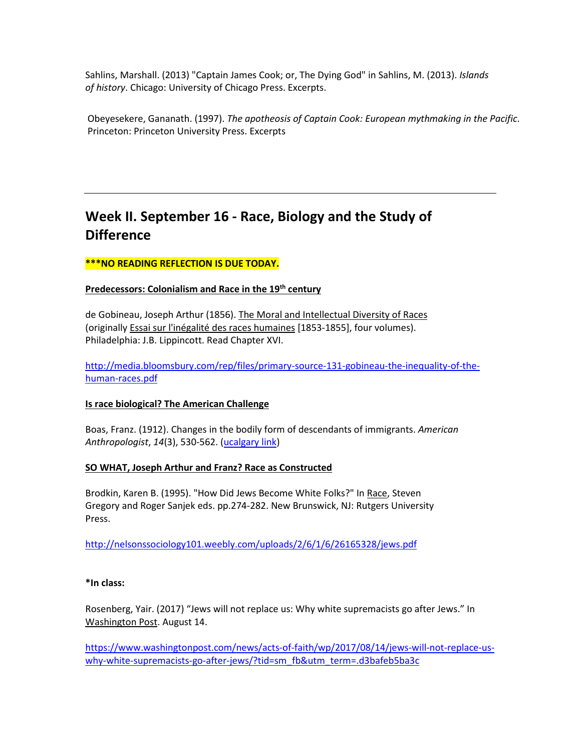Sahlins, Marshall. (2013) "Captain James Cook; or, The Dying God" in Sahlins, M. (2013). *Islands of history*. Chicago: University of Chicago Press. Excerpts.

Obeyesekere, Gananath. (1997). *The apotheosis of Captain Cook: European mythmaking in the Pacific*. Princeton: Princeton University Press. Excerpts

---

## Week II. September 16 - Race, Biology and the Study of Difference

**\*\*\*NO READING REFLECTION IS DUE TODAY.**

**Predecessors: Colonialism and Race in the 19th century**

de Gobineau, Joseph Arthur (1856). The Moral and Intellectual Diversity of Races (originally Essai sur l'inégalité des races humaines [1853-1855], four volumes). Philadelphia: J.B. Lippincott. Read Chapter XVI.

http://media.bloomsbury.com/rep/files/primary-source-131-gobineau-the-inequality-of-the-human-races.pdf

**Is race biological? The American Challenge**

Boas, Franz. (1912). Changes in the bodily form of descendants of immigrants. *American Anthropologist*, *14*(3), 530-562. (ucalgary link)

**SO WHAT, Joseph Arthur and Franz? Race as Constructed**

Brodkin, Karen B. (1995). "How Did Jews Become White Folks?" In Race, Steven Gregory and Roger Sanjek eds. pp.274-282. New Brunswick, NJ: Rutgers University Press.

http://nelsonssociology101.weebly.com/uploads/2/6/1/6/26165328/jews.pdf

**\*In class:**

Rosenberg, Yair. (2017) "Jews will not replace us: Why white supremacists go after Jews." In Washington Post. August 14.

https://www.washingtonpost.com/news/acts-of-faith/wp/2017/08/14/jews-will-not-replace-us-why-white-supremacists-go-after-jews/?tid=sm_fb&utm_term=.d3bafeb5ba3c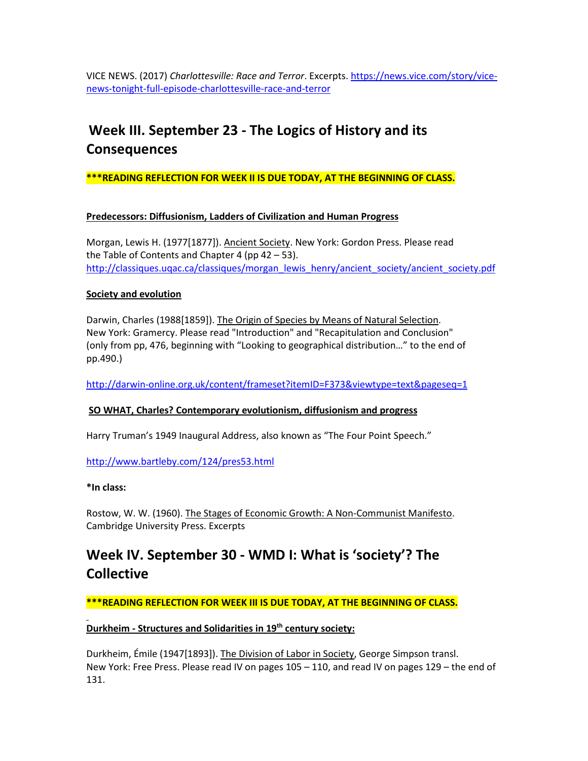VICE NEWS. (2017) *Charlottesville: Race and Terror*. Excerpts. https://news.vice.com/story/vice-news-tonight-full-episode-charlottesville-race-and-terror

## Week III. September 23 - The Logics of History and its Consequences

**\*\*\*READING REFLECTION FOR WEEK II IS DUE TODAY, AT THE BEGINNING OF CLASS.**

**Predecessors: Diffusionism, Ladders of Civilization and Human Progress**

Morgan, Lewis H. (1977[1877]). Ancient Society. New York: Gordon Press. Please read the Table of Contents and Chapter 4 (pp 42 – 53). http://classiques.uqac.ca/classiques/morgan_lewis_henry/ancient_society/ancient_society.pdf

**Society and evolution**

Darwin, Charles (1988[1859]). The Origin of Species by Means of Natural Selection. New York: Gramercy. Please read "Introduction" and "Recapitulation and Conclusion" (only from pp, 476, beginning with "Looking to geographical distribution…" to the end of pp.490.)

http://darwin-online.org.uk/content/frameset?itemID=F373&viewtype=text&pageseq=1

**SO WHAT, Charles? Contemporary evolutionism, diffusionism and progress**

Harry Truman's 1949 Inaugural Address, also known as "The Four Point Speech."

http://www.bartleby.com/124/pres53.html

**\*In class:**

Rostow, W. W. (1960). The Stages of Economic Growth: A Non-Communist Manifesto. Cambridge University Press. Excerpts

## Week IV. September 30 - WMD I: What is 'society'? The Collective

**\*\*\*READING REFLECTION FOR WEEK III IS DUE TODAY, AT THE BEGINNING OF CLASS.**

**Durkheim - Structures and Solidarities in 19th century society:**

Durkheim, Émile (1947[1893]). The Division of Labor in Society, George Simpson transl. New York: Free Press. Please read IV on pages 105 – 110, and read IV on pages 129 – the end of 131.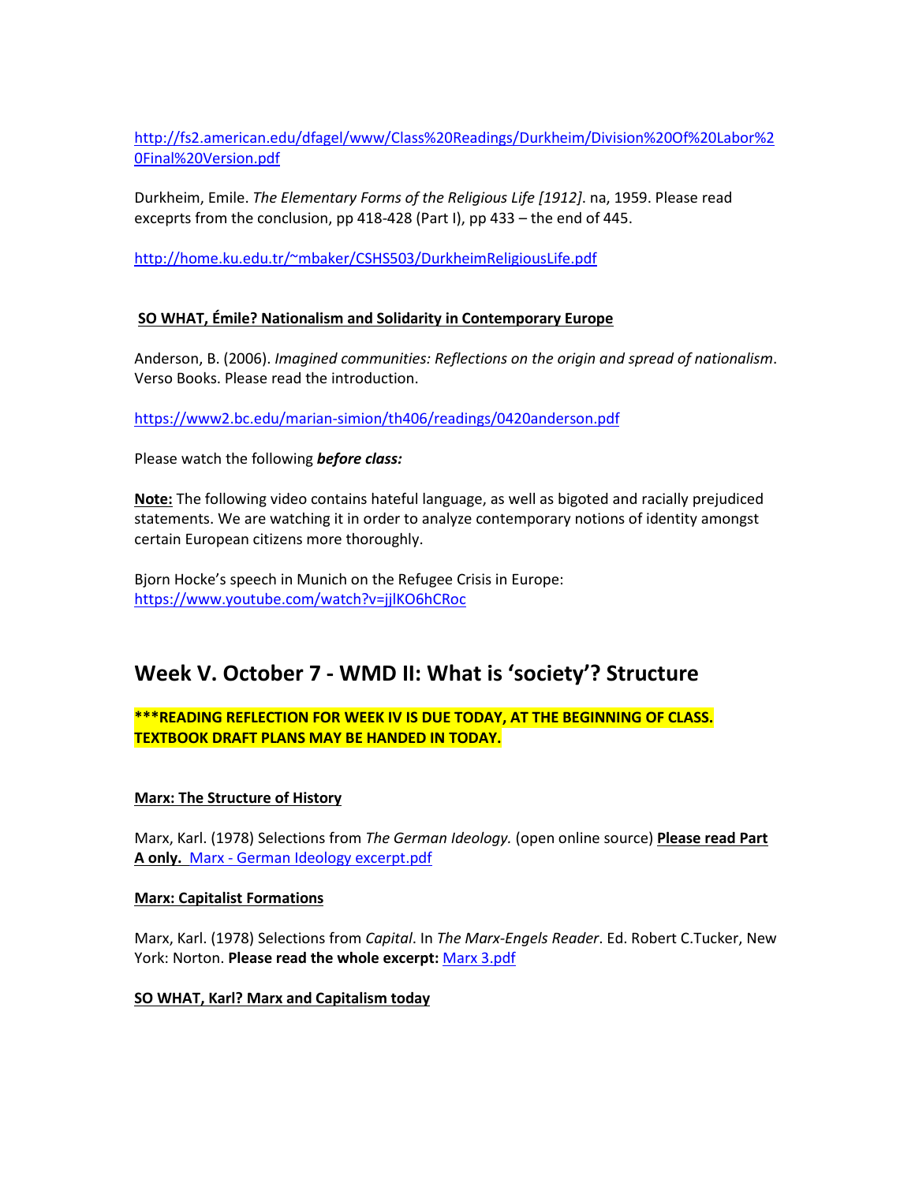http://fs2.american.edu/dfagel/www/Class%20Readings/Durkheim/Division%20Of%20Labor%20Final%20Version.pdf

Durkheim, Emile. *The Elementary Forms of the Religious Life [1912]*. na, 1959. Please read exceprts from the conclusion, pp 418-428 (Part I), pp 433 – the end of 445.

http://home.ku.edu.tr/~mbaker/CSHS503/DurkheimReligiousLife.pdf

**SO WHAT, Émile? Nationalism and Solidarity in Contemporary Europe**

Anderson, B. (2006). *Imagined communities: Reflections on the origin and spread of nationalism*. Verso Books. Please read the introduction.

https://www2.bc.edu/marian-simion/th406/readings/0420anderson.pdf

Please watch the following ***before class:***

**Note:** The following video contains hateful language, as well as bigoted and racially prejudiced statements. We are watching it in order to analyze contemporary notions of identity amongst certain European citizens more thoroughly.

Bjorn Hocke's speech in Munich on the Refugee Crisis in Europe:
https://www.youtube.com/watch?v=jjlKO6hCRoc

## Week V. October 7 - WMD II: What is 'society'? Structure

**\*\*\*READING REFLECTION FOR WEEK IV IS DUE TODAY, AT THE BEGINNING OF CLASS. TEXTBOOK DRAFT PLANS MAY BE HANDED IN TODAY.**

**Marx: The Structure of History**

Marx, Karl. (1978) Selections from *The German Ideology.* (open online source) **Please read Part A only.** Marx - German Ideology excerpt.pdf

**Marx: Capitalist Formations**

Marx, Karl. (1978) Selections from *Capital*. In *The Marx-Engels Reader*. Ed. Robert C.Tucker, New York: Norton. **Please read the whole excerpt:** Marx 3.pdf

**SO WHAT, Karl? Marx and Capitalism today**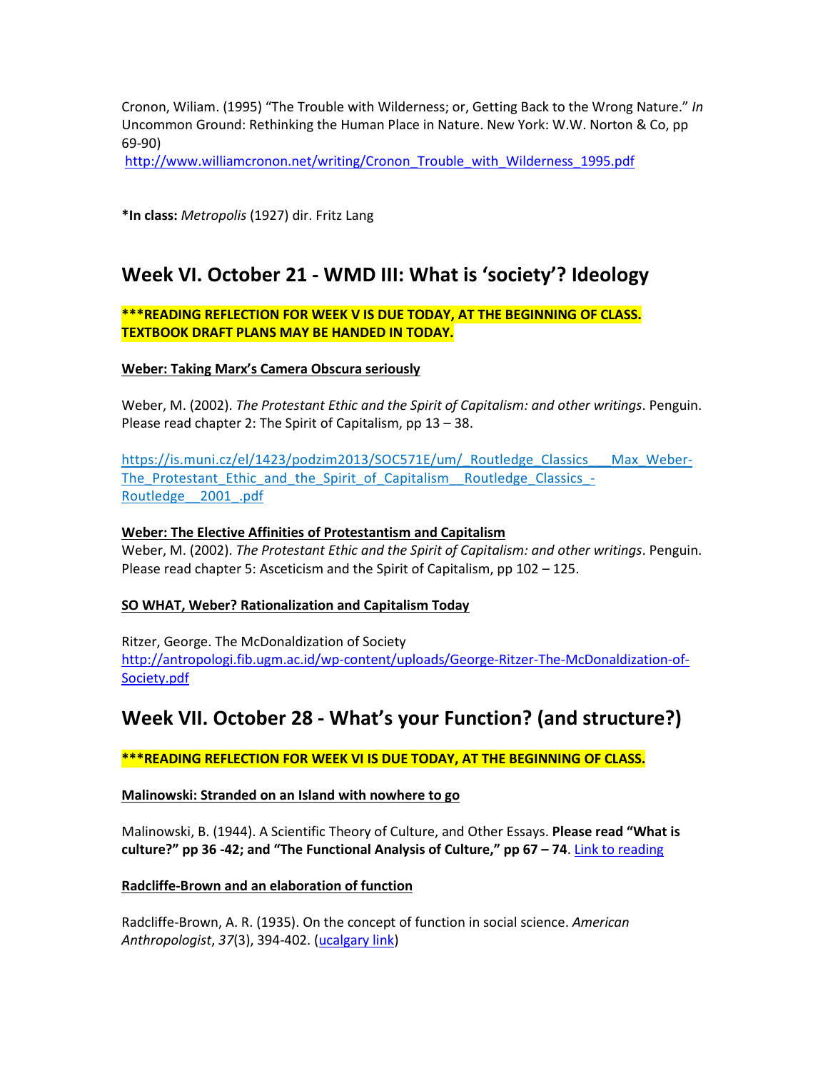Cronon, Wiliam. (1995) "The Trouble with Wilderness; or, Getting Back to the Wrong Nature." *In* Uncommon Ground: Rethinking the Human Place in Nature. New York: W.W. Norton & Co, pp 69-90)
http://www.williamcronon.net/writing/Cronon_Trouble_with_Wilderness_1995.pdf

***In class:** *Metropolis* (1927) dir. Fritz Lang

## Week VI. October 21 - WMD III: What is 'society'? Ideology

**\*\*\*READING REFLECTION FOR WEEK V IS DUE TODAY, AT THE BEGINNING OF CLASS. TEXTBOOK DRAFT PLANS MAY BE HANDED IN TODAY.**

**Weber: Taking Marx's Camera Obscura seriously**

Weber, M. (2002). *The Protestant Ethic and the Spirit of Capitalism: and other writings*. Penguin. Please read chapter 2: The Spirit of Capitalism, pp 13 – 38.

https://is.muni.cz/el/1423/podzim2013/SOC571E/um/_Routledge_Classics___Max_Weber-The_Protestant_Ethic_and_the_Spirit_of_Capitalism__Routledge_Classics_-Routledge__2001_.pdf

**Weber: The Elective Affinities of Protestantism and Capitalism**

Weber, M. (2002). *The Protestant Ethic and the Spirit of Capitalism: and other writings*. Penguin. Please read chapter 5: Asceticism and the Spirit of Capitalism, pp 102 – 125.

**SO WHAT, Weber? Rationalization and Capitalism Today**

Ritzer, George. The McDonaldization of Society
http://antropologi.fib.ugm.ac.id/wp-content/uploads/George-Ritzer-The-McDonaldization-of-Society.pdf

## Week VII. October 28 - What's your Function? (and structure?)

**\*\*\*READING REFLECTION FOR WEEK VI IS DUE TODAY, AT THE BEGINNING OF CLASS.**

**Malinowski: Stranded on an Island with nowhere to go**

Malinowski, B. (1944). A Scientific Theory of Culture, and Other Essays. **Please read "What is culture?" pp 36 -42; and "The Functional Analysis of Culture," pp 67 – 74**. Link to reading

**Radcliffe-Brown and an elaboration of function**

Radcliffe-Brown, A. R. (1935). On the concept of function in social science. *American Anthropologist*, *37*(3), 394-402. (ucalgary link)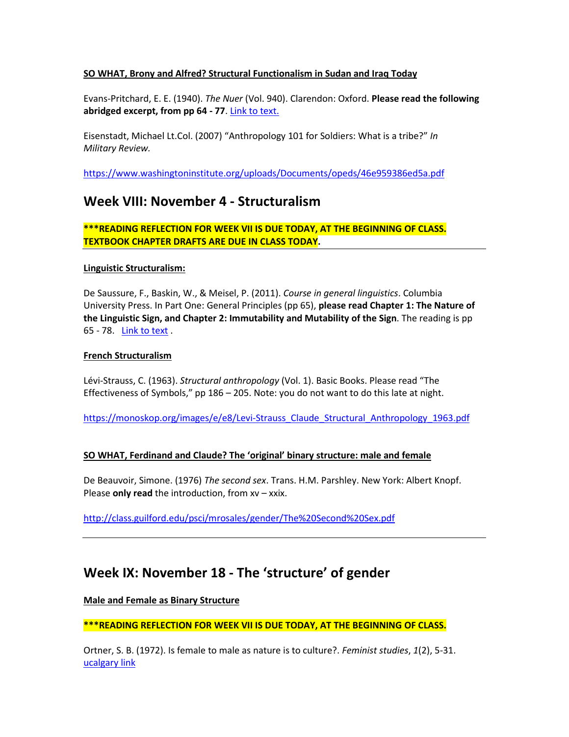**SO WHAT, Brony and Alfred? Structural Functionalism in Sudan and Iraq Today**

Evans-Pritchard, E. E. (1940). *The Nuer* (Vol. 940). Clarendon: Oxford. **Please read the following abridged excerpt, from pp 64 - 77**. Link to text.

Eisenstadt, Michael Lt.Col. (2007) "Anthropology 101 for Soldiers: What is a tribe?" *In Military Review.*

https://www.washingtoninstitute.org/uploads/Documents/opeds/46e959386ed5a.pdf

## Week VIII: November 4 - Structuralism

**\*\*\*READING REFLECTION FOR WEEK VII IS DUE TODAY, AT THE BEGINNING OF CLASS. TEXTBOOK CHAPTER DRAFTS ARE DUE IN CLASS TODAY.**

---

**Linguistic Structuralism:**

De Saussure, F., Baskin, W., & Meisel, P. (2011). *Course in general linguistics*. Columbia University Press. In Part One: General Principles (pp 65), **please read Chapter 1: The Nature of the Linguistic Sign, and Chapter 2: Immutability and Mutability of the Sign**. The reading is pp 65 - 78. Link to text .

**French Structuralism**

Lévi-Strauss, C. (1963). *Structural anthropology* (Vol. 1). Basic Books. Please read "The Effectiveness of Symbols," pp 186 – 205. Note: you do not want to do this late at night.

https://monoskop.org/images/e/e8/Levi-Strauss_Claude_Structural_Anthropology_1963.pdf

**SO WHAT, Ferdinand and Claude? The 'original' binary structure: male and female**

De Beauvoir, Simone. (1976) *The second sex*. Trans. H.M. Parshley. New York: Albert Knopf. Please **only read** the introduction, from xv – xxix.

http://class.guilford.edu/psci/mrosales/gender/The%20Second%20Sex.pdf

---

## Week IX: November 18 - The 'structure' of gender

**Male and Female as Binary Structure**

**\*\*\*READING REFLECTION FOR WEEK VII IS DUE TODAY, AT THE BEGINNING OF CLASS.**

Ortner, S. B. (1972). Is female to male as nature is to culture?. *Feminist studies*, *1*(2), 5-31. ucalgary link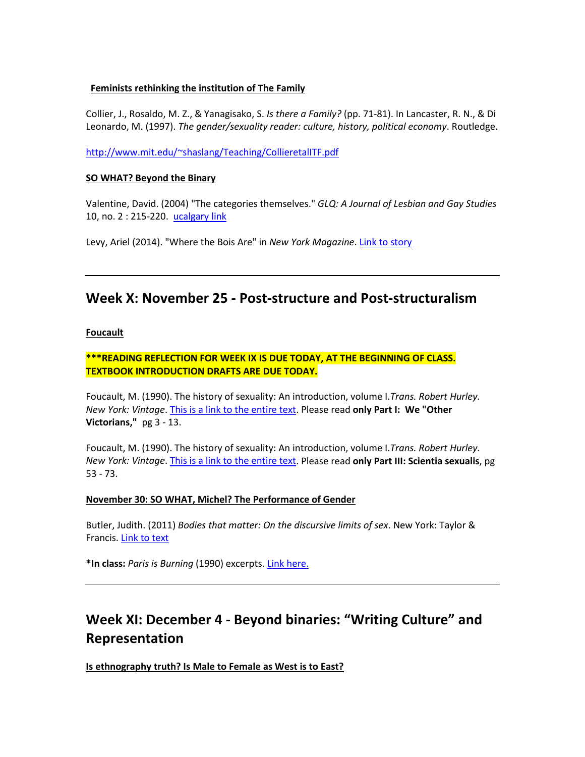**Feminists rethinking the institution of The Family**

Collier, J., Rosaldo, M. Z., & Yanagisako, S. *Is there a Family?* (pp. 71-81). In Lancaster, R. N., & Di Leonardo, M. (1997). *The gender/sexuality reader: culture, history, political economy*. Routledge.

[http://www.mit.edu/~shaslang/Teaching/CollieretalITF.pdf](http://www.mit.edu/~shaslang/Teaching/CollieretalITF.pdf)

**SO WHAT? Beyond the Binary**

Valentine, David. (2004) "The categories themselves." *GLQ: A Journal of Lesbian and Gay Studies* 10, no. 2 : 215-220. ucalgary link

Levy, Ariel (2014). "Where the Bois Are" in *New York Magazine*. Link to story

---

## Week X: November 25 - Post-structure and Post-structuralism

**Foucault**

**\*\*\*READING REFLECTION FOR WEEK IX IS DUE TODAY, AT THE BEGINNING OF CLASS. TEXTBOOK INTRODUCTION DRAFTS ARE DUE TODAY.**

Foucault, M. (1990). The history of sexuality: An introduction, volume I.*Trans. Robert Hurley. New York: Vintage*. This is a link to the entire text. Please read **only Part I: We "Other Victorians,"** pg 3 - 13.

Foucault, M. (1990). The history of sexuality: An introduction, volume I.*Trans. Robert Hurley. New York: Vintage*. This is a link to the entire text. Please read **only Part III: Scientia sexualis**, pg 53 - 73.

**November 30: SO WHAT, Michel? The Performance of Gender**

Butler, Judith. (2011) *Bodies that matter: On the discursive limits of sex*. New York: Taylor & Francis. Link to text

**\*In class:** *Paris is Burning* (1990) excerpts. Link here.

---

## Week XI: December 4 - Beyond binaries: "Writing Culture" and Representation

**Is ethnography truth? Is Male to Female as West is to East?**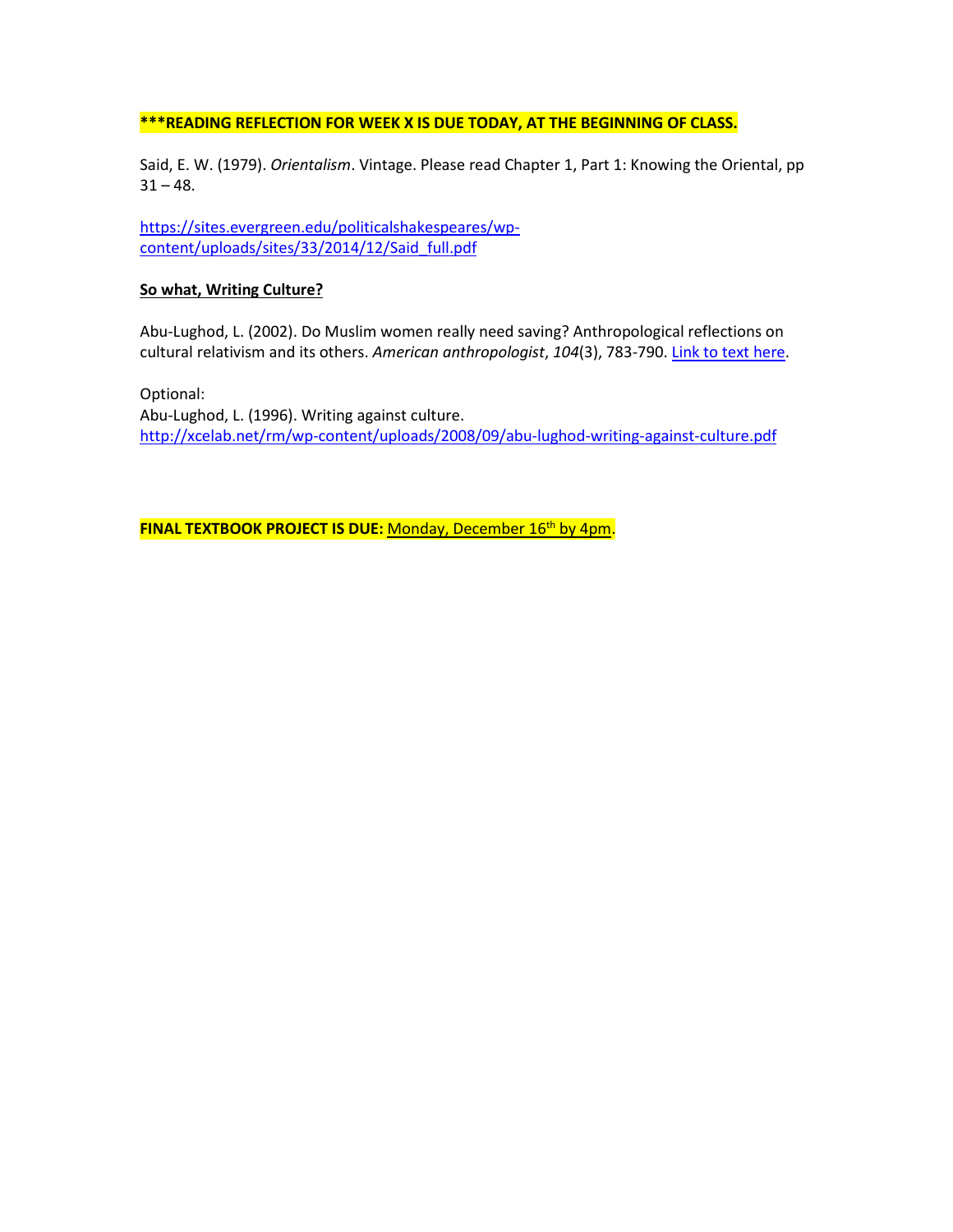**\*\*\*READING REFLECTION FOR WEEK X IS DUE TODAY, AT THE BEGINNING OF CLASS.**

Said, E. W. (1979). *Orientalism*. Vintage. Please read Chapter 1, Part 1: Knowing the Oriental, pp 31 – 48.

https://sites.evergreen.edu/politicalshakespeares/wp-content/uploads/sites/33/2014/12/Said_full.pdf

**So what, Writing Culture?**

Abu-Lughod, L. (2002). Do Muslim women really need saving? Anthropological reflections on cultural relativism and its others. *American anthropologist*, *104*(3), 783-790. Link to text here.

Optional:
Abu-Lughod, L. (1996). Writing against culture.
http://xcelab.net/rm/wp-content/uploads/2008/09/abu-lughod-writing-against-culture.pdf

**FINAL TEXTBOOK PROJECT IS DUE:** Monday, December 16th by 4pm.